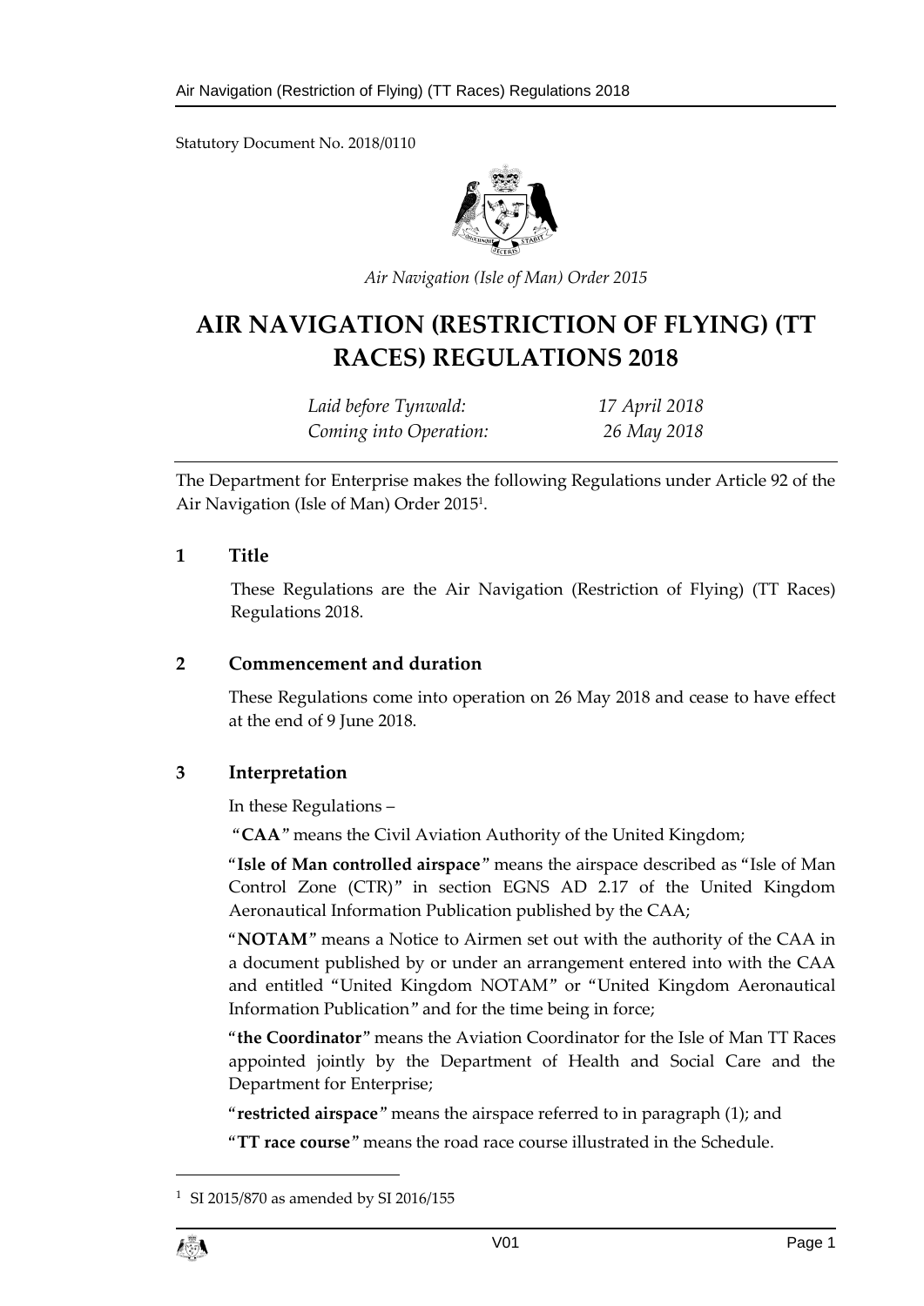Statutory Document No. 2018/0110

*Air Navigation (Isle of Man) Order 2015*

# AIR NAVIGATION (RESTRICTION OF FLYING) (TT RACES) REGULATIONS 2018

| | |
|---|---|
| *Laid before Tynwald:* | *17 April 2018* |
| *Coming into Operation:* | *26 May 2018* |

The Department for Enterprise makes the following Regulations under Article 92 of the Air Navigation (Isle of Man) Order 2015[1].

## 1 Title

These Regulations are the Air Navigation (Restriction of Flying) (TT Races) Regulations 2018.

## 2 Commencement and duration

These Regulations come into operation on 26 May 2018 and cease to have effect at the end of 9 June 2018.

## 3 Interpretation

In these Regulations –

"**CAA**" means the Civil Aviation Authority of the United Kingdom;

"**Isle of Man controlled airspace**" means the airspace described as "Isle of Man Control Zone (CTR)" in section EGNS AD 2.17 of the United Kingdom Aeronautical Information Publication published by the CAA;

"**NOTAM**" means a Notice to Airmen set out with the authority of the CAA in a document published by or under an arrangement entered into with the CAA and entitled "United Kingdom NOTAM" or "United Kingdom Aeronautical Information Publication" and for the time being in force;

"**the Coordinator**" means the Aviation Coordinator for the Isle of Man TT Races appointed jointly by the Department of Health and Social Care and the Department for Enterprise;

"**restricted airspace**" means the airspace referred to in paragraph (1); and

"**TT race course**" means the road race course illustrated in the Schedule.

---

[1] SI 2015/870 as amended by SI 2016/155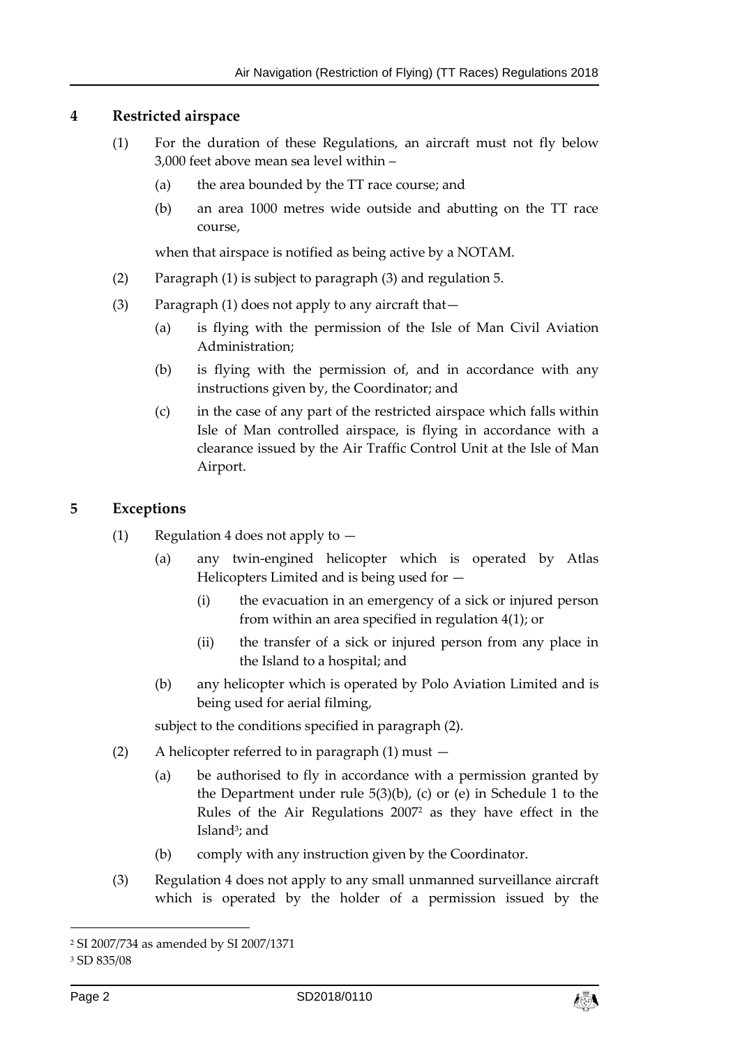## 4 Restricted airspace

(1) For the duration of these Regulations, an aircraft must not fly below 3,000 feet above mean sea level within –

(a) the area bounded by the TT race course; and

(b) an area 1000 metres wide outside and abutting on the TT race course,

when that airspace is notified as being active by a NOTAM.

(2) Paragraph (1) is subject to paragraph (3) and regulation 5.

(3) Paragraph (1) does not apply to any aircraft that—

(a) is flying with the permission of the Isle of Man Civil Aviation Administration;

(b) is flying with the permission of, and in accordance with any instructions given by, the Coordinator; and

(c) in the case of any part of the restricted airspace which falls within Isle of Man controlled airspace, is flying in accordance with a clearance issued by the Air Traffic Control Unit at the Isle of Man Airport.

## 5 Exceptions

(1) Regulation 4 does not apply to —

(a) any twin-engined helicopter which is operated by Atlas Helicopters Limited and is being used for —

(i) the evacuation in an emergency of a sick or injured person from within an area specified in regulation 4(1); or

(ii) the transfer of a sick or injured person from any place in the Island to a hospital; and

(b) any helicopter which is operated by Polo Aviation Limited and is being used for aerial filming,

subject to the conditions specified in paragraph (2).

(2) A helicopter referred to in paragraph (1) must —

(a) be authorised to fly in accordance with a permission granted by the Department under rule 5(3)(b), (c) or (e) in Schedule 1 to the Rules of the Air Regulations 2007[2] as they have effect in the Island[3]; and

(b) comply with any instruction given by the Coordinator.

(3) Regulation 4 does not apply to any small unmanned surveillance aircraft which is operated by the holder of a permission issued by the

---

[2] SI 2007/734 as amended by SI 2007/1371

[3] SD 835/08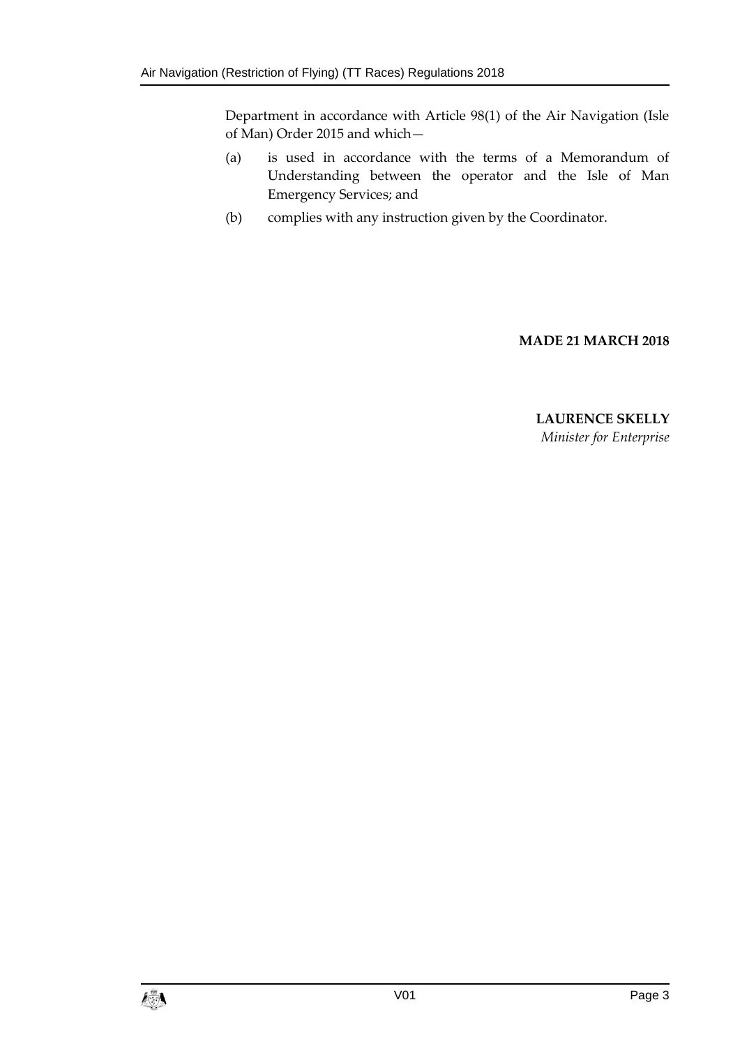Department in accordance with Article 98(1) of the Air Navigation (Isle of Man) Order 2015 and which—

(a) is used in accordance with the terms of a Memorandum of Understanding between the operator and the Isle of Man Emergency Services; and

(b) complies with any instruction given by the Coordinator.

**MADE 21 MARCH 2018**

**LAURENCE SKELLY**
*Minister for Enterprise*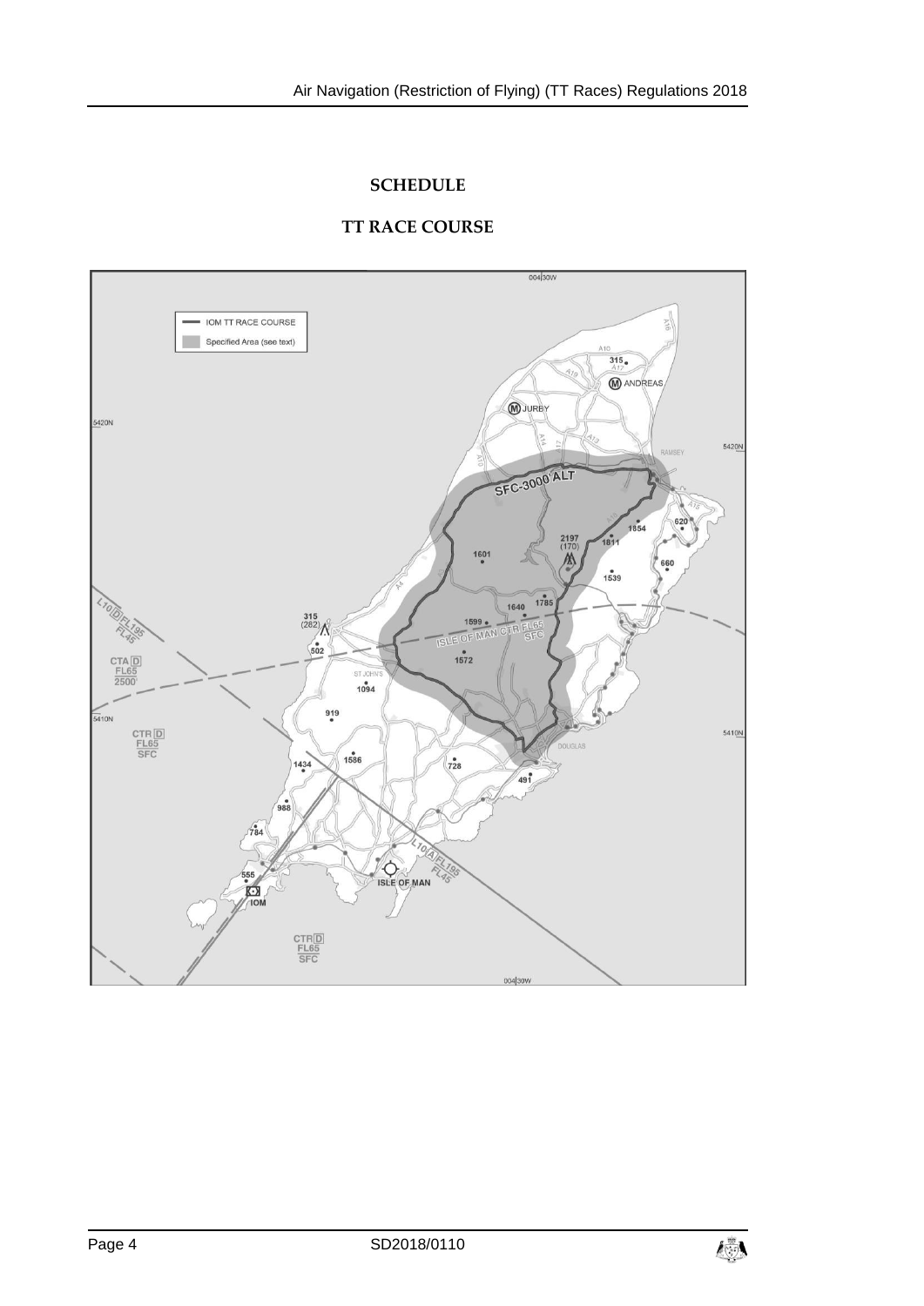## SCHEDULE

## TT RACE COURSE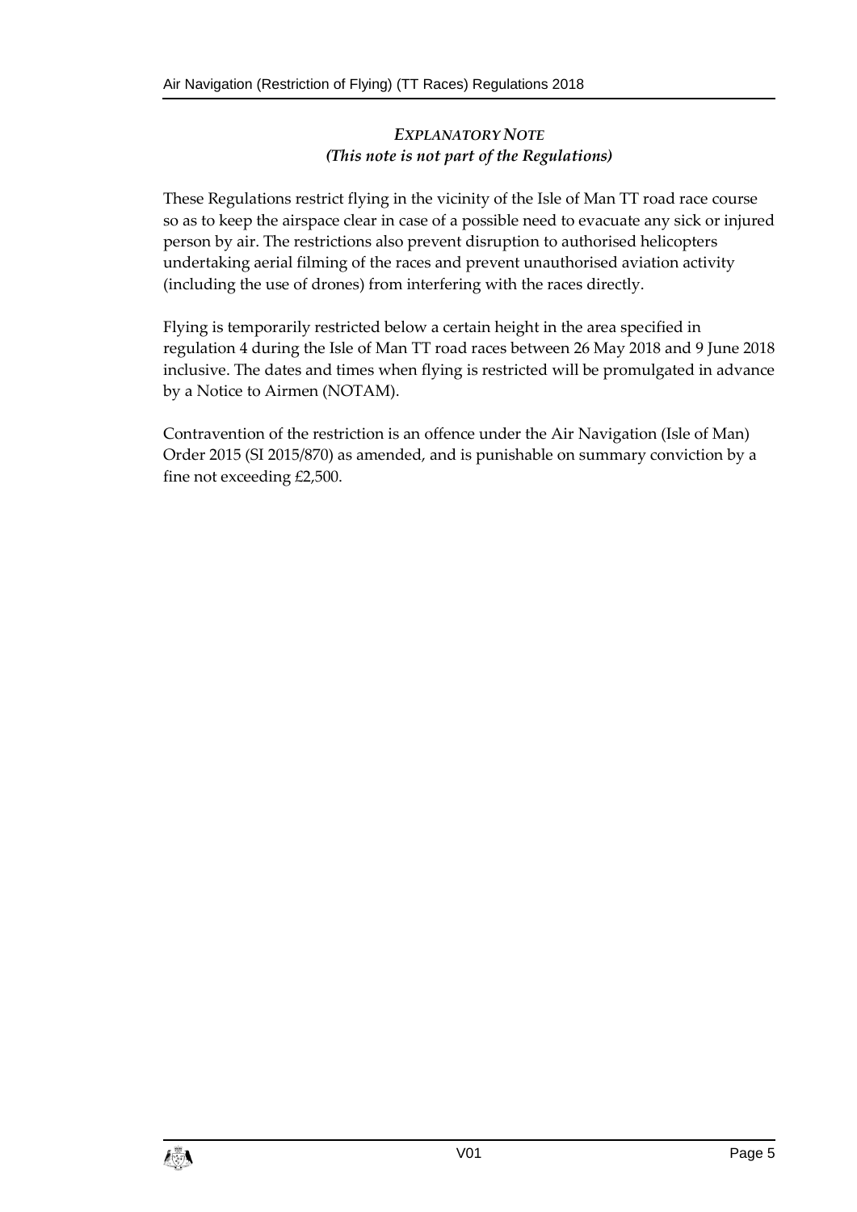## *EXPLANATORY NOTE*

*(This note is not part of the Regulations)*

These Regulations restrict flying in the vicinity of the Isle of Man TT road race course so as to keep the airspace clear in case of a possible need to evacuate any sick or injured person by air. The restrictions also prevent disruption to authorised helicopters undertaking aerial filming of the races and prevent unauthorised aviation activity (including the use of drones) from interfering with the races directly.

Flying is temporarily restricted below a certain height in the area specified in regulation 4 during the Isle of Man TT road races between 26 May 2018 and 9 June 2018 inclusive. The dates and times when flying is restricted will be promulgated in advance by a Notice to Airmen (NOTAM).

Contravention of the restriction is an offence under the Air Navigation (Isle of Man) Order 2015 (SI 2015/870) as amended, and is punishable on summary conviction by a fine not exceeding £2,500.